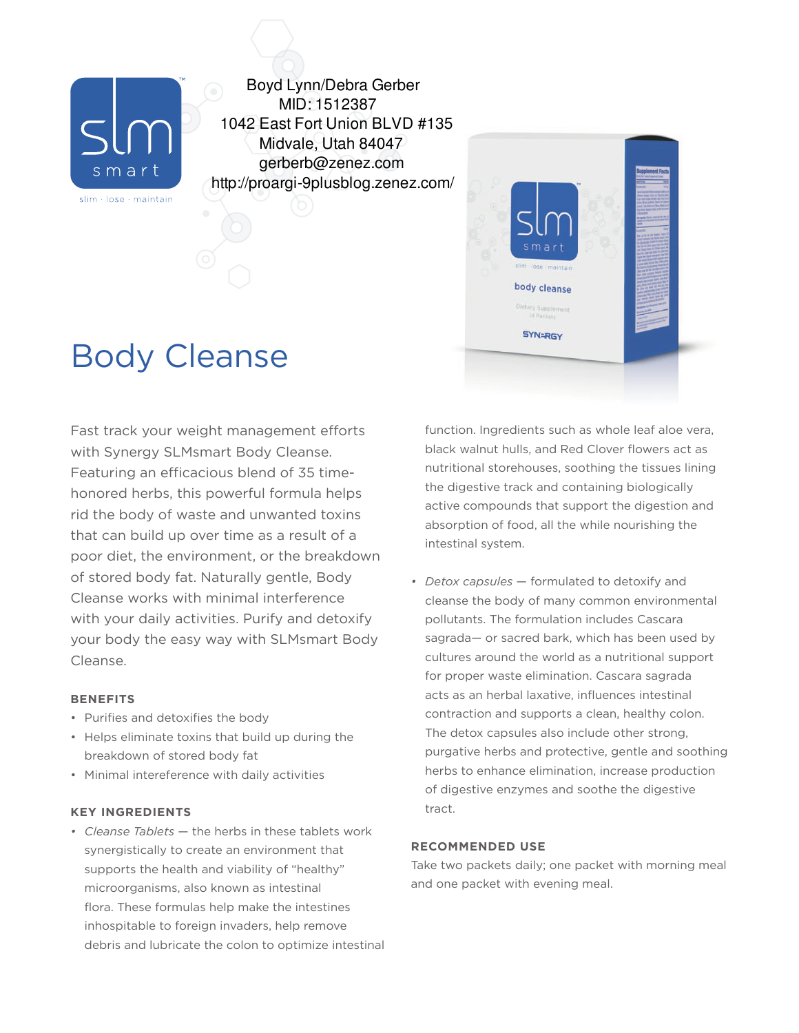slm smart

slim · lose · maintain

Boyd Lynn/Debra Gerber
MID: 1512387
1042 East Fort Union BLVD #135
Midvale, Utah 84047
gerberb@zenez.com
http://proargi-9plusblog.zenez.com/

# Body Cleanse

Fast track your weight management efforts with Synergy SLMsmart Body Cleanse. Featuring an efficacious blend of 35 time-honored herbs, this powerful formula helps rid the body of waste and unwanted toxins that can build up over time as a result of a poor diet, the environment, or the breakdown of stored body fat. Naturally gentle, Body Cleanse works with minimal interference with your daily activities. Purify and detoxify your body the easy way with SLMsmart Body Cleanse.

### BENEFITS

- Purifies and detoxifies the body
- Helps eliminate toxins that build up during the breakdown of stored body fat
- Minimal intereference with daily activities

### KEY INGREDIENTS

- *Cleanse Tablets* — the herbs in these tablets work synergistically to create an environment that supports the health and viability of "healthy" microorganisms, also known as intestinal flora. These formulas help make the intestines inhospitable to foreign invaders, help remove debris and lubricate the colon to optimize intestinal function. Ingredients such as whole leaf aloe vera, black walnut hulls, and Red Clover flowers act as nutritional storehouses, soothing the tissues lining the digestive track and containing biologically active compounds that support the digestion and absorption of food, all the while nourishing the intestinal system.
- *Detox capsules* — formulated to detoxify and cleanse the body of many common environmental pollutants. The formulation includes Cascara sagrada— or sacred bark, which has been used by cultures around the world as a nutritional support for proper waste elimination. Cascara sagrada acts as an herbal laxative, influences intestinal contraction and supports a clean, healthy colon. The detox capsules also include other strong, purgative herbs and protective, gentle and soothing herbs to enhance elimination, increase production of digestive enzymes and soothe the digestive tract.

### RECOMMENDED USE

Take two packets daily; one packet with morning meal and one packet with evening meal.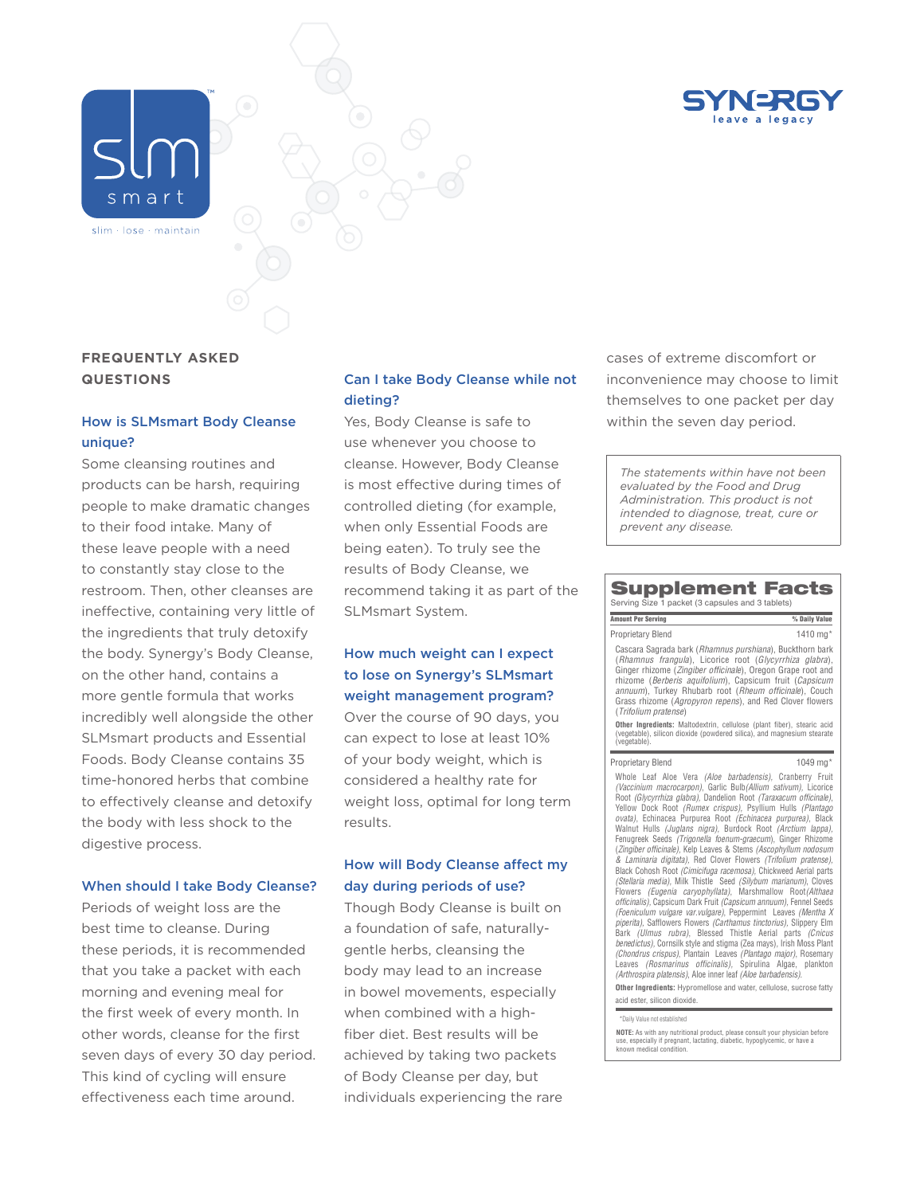slm smart™

slim · lose · maintain

SYNERGY leave a legacy

## FREQUENTLY ASKED QUESTIONS

### How is SLMsmart Body Cleanse unique?

Some cleansing routines and products can be harsh, requiring people to make dramatic changes to their food intake. Many of these leave people with a need to constantly stay close to the restroom. Then, other cleanses are ineffective, containing very little of the ingredients that truly detoxify the body. Synergy's Body Cleanse, on the other hand, contains a more gentle formula that works incredibly well alongside the other SLMsmart products and Essential Foods. Body Cleanse contains 35 time-honored herbs that combine to effectively cleanse and detoxify the body with less shock to the digestive process.

### When should I take Body Cleanse?

Periods of weight loss are the best time to cleanse. During these periods, it is recommended that you take a packet with each morning and evening meal for the first week of every month. In other words, cleanse for the first seven days of every 30 day period. This kind of cycling will ensure effectiveness each time around.

### Can I take Body Cleanse while not dieting?

Yes, Body Cleanse is safe to use whenever you choose to cleanse. However, Body Cleanse is most effective during times of controlled dieting (for example, when only Essential Foods are being eaten). To truly see the results of Body Cleanse, we recommend taking it as part of the SLMsmart System.

### How much weight can I expect to lose on Synergy's SLMsmart weight management program?

Over the course of 90 days, you can expect to lose at least 10% of your body weight, which is considered a healthy rate for weight loss, optimal for long term results.

### How will Body Cleanse affect my day during periods of use?

Though Body Cleanse is built on a foundation of safe, naturally-gentle herbs, cleansing the body may lead to an increase in bowel movements, especially when combined with a high-fiber diet. Best results will be achieved by taking two packets of Body Cleanse per day, but individuals experiencing the rare cases of extreme discomfort or inconvenience may choose to limit themselves to one packet per day within the seven day period.

*The statements within have not been evaluated by the Food and Drug Administration. This product is not intended to diagnose, treat, cure or prevent any disease.*

## Supplement Facts

Serving Size 1 packet (3 capsules and 3 tablets)

| Amount Per Serving | % Daily Value |
|---|---|
| Proprietary Blend | 1410 mg* |

Cascara Sagrada bark (*Rhamnus purshiana*), Buckthorn bark (*Rhamnus frangula*), Licorice root (*Glycyrrhiza glabra*), Ginger rhizome (*Zingiber officinale*), Oregon Grape root and rhizome (*Berberis aquifolium*), Capsicum fruit (*Capsicum annuum*), Turkey Rhubarb root (*Rheum officinale*), Couch Grass rhizome (*Agropyron repens*), and Red Clover flowers (*Trifolium pratense*)

**Other Ingredients:** Maltodextrin, cellulose (plant fiber), stearic acid (vegetable), silicon dioxide (powdered silica), and magnesium stearate (vegetable).

| | |
|---|---|
| Proprietary Blend | 1049 mg* |

Whole Leaf Aloe Vera *(Aloe barbadensis)*, Cranberry Fruit *(Vaccinium macrocarpon)*, Garlic Bulb*(Allium sativum)*, Licorice Root *(Glycyrrhiza glabra)*, Dandelion Root *(Taraxacum officinale)*, Yellow Dock Root *(Rumex crispus)*, Psyllium Hulls *(Plantago ovata)*, Echinacea Purpurea Root *(Echinacea purpurea)*, Black Walnut Hulls *(Juglans nigra)*, Burdock Root *(Arctium lappa)*, Fenugreek Seeds *(Trigonella foenum-graecum)*, Ginger Rhizome (*Zingiber officinale)*, Kelp Leaves & Stems *(Ascophyllum nodosum & Laminaria digitata)*, Red Clover Flowers *(Trifolium pratense)*, Black Cohosh Root *(Cimicifuga racemosa)*, Chickweed Aerial parts *(Stellaria media)*, Milk Thistle Seed *(Silybum marianum)*, Cloves Flowers *(Eugenia caryophyllata)*, Marshmallow Root*(Althaea officinalis)*, Capsicum Dark Fruit *(Capsicum annuum)*, Fennel Seeds *(Foeniculum vulgare var.vulgare)*, Peppermint Leaves *(Mentha X piperita)*, Safflowers Flowers *(Carthamus tinctorius)*, Slippery Elm Bark *(Ulmus rubra)*, Blessed Thistle Aerial parts *(Cnicus benedictus)*, Cornsilk style and stigma (Zea mays), Irish Moss Plant *(Chondrus crispus)*, Plantain Leaves *(Plantago major)*, Rosemary Leaves *(Rosmarinus officinalis)*, Spirulina Algae, plankton *(Arthrospira platensis)*, Aloe inner leaf *(Aloe barbadensis)*.

**Other Ingredients:** Hypromellose and water, cellulose, sucrose fatty acid ester, silicon dioxide.

*Daily Value not established

**NOTE:** As with any nutritional product, please consult your physician before use, especially if pregnant, lactating, diabetic, hypoglycemic, or have a known medical condition.